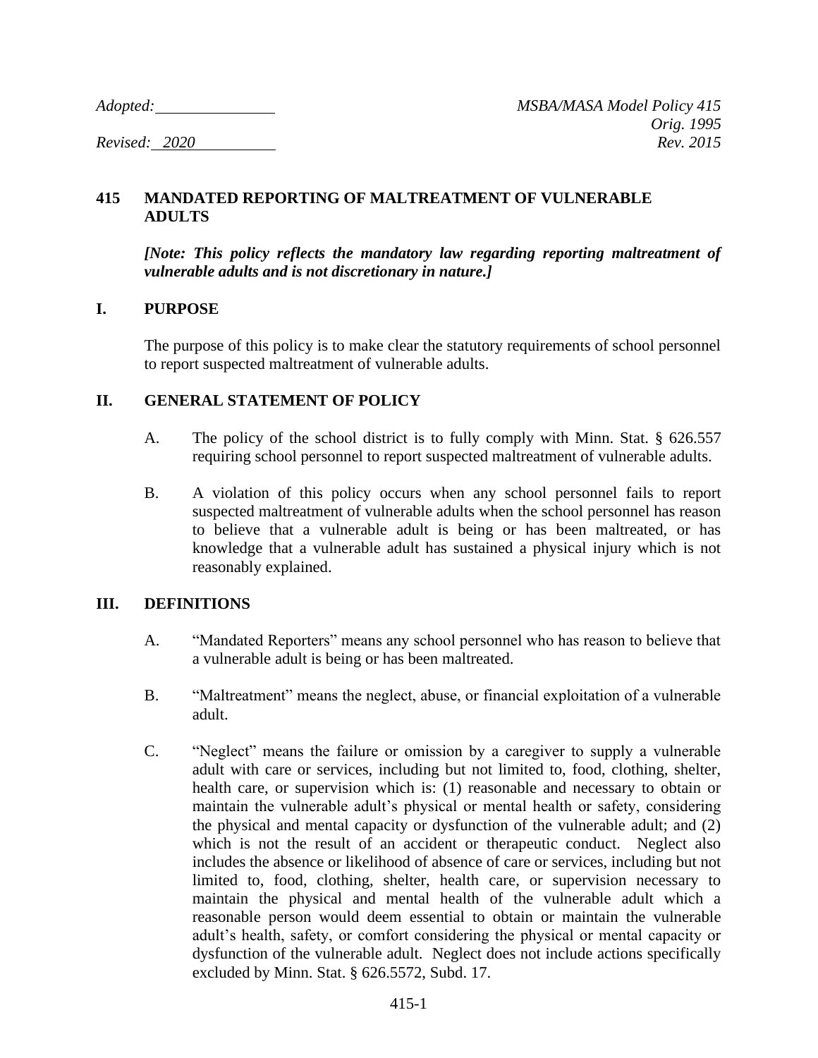*Adopted:* ______________ *MSBA/MASA Model Policy 415*

*Orig. 1995*

*Revised: 2020* *Rev. 2015*

## 415 MANDATED REPORTING OF MALTREATMENT OF VULNERABLE ADULTS

***[Note: This policy reflects the mandatory law regarding reporting maltreatment of vulnerable adults and is not discretionary in nature.]***

### I. PURPOSE

The purpose of this policy is to make clear the statutory requirements of school personnel to report suspected maltreatment of vulnerable adults.

### II. GENERAL STATEMENT OF POLICY

A. The policy of the school district is to fully comply with Minn. Stat. § 626.557 requiring school personnel to report suspected maltreatment of vulnerable adults.

B. A violation of this policy occurs when any school personnel fails to report suspected maltreatment of vulnerable adults when the school personnel has reason to believe that a vulnerable adult is being or has been maltreated, or has knowledge that a vulnerable adult has sustained a physical injury which is not reasonably explained.

### III. DEFINITIONS

A. "Mandated Reporters" means any school personnel who has reason to believe that a vulnerable adult is being or has been maltreated.

B. "Maltreatment" means the neglect, abuse, or financial exploitation of a vulnerable adult.

C. "Neglect" means the failure or omission by a caregiver to supply a vulnerable adult with care or services, including but not limited to, food, clothing, shelter, health care, or supervision which is: (1) reasonable and necessary to obtain or maintain the vulnerable adult's physical or mental health or safety, considering the physical and mental capacity or dysfunction of the vulnerable adult; and (2) which is not the result of an accident or therapeutic conduct. Neglect also includes the absence or likelihood of absence of care or services, including but not limited to, food, clothing, shelter, health care, or supervision necessary to maintain the physical and mental health of the vulnerable adult which a reasonable person would deem essential to obtain or maintain the vulnerable adult's health, safety, or comfort considering the physical or mental capacity or dysfunction of the vulnerable adult. Neglect does not include actions specifically excluded by Minn. Stat. § 626.5572, Subd. 17.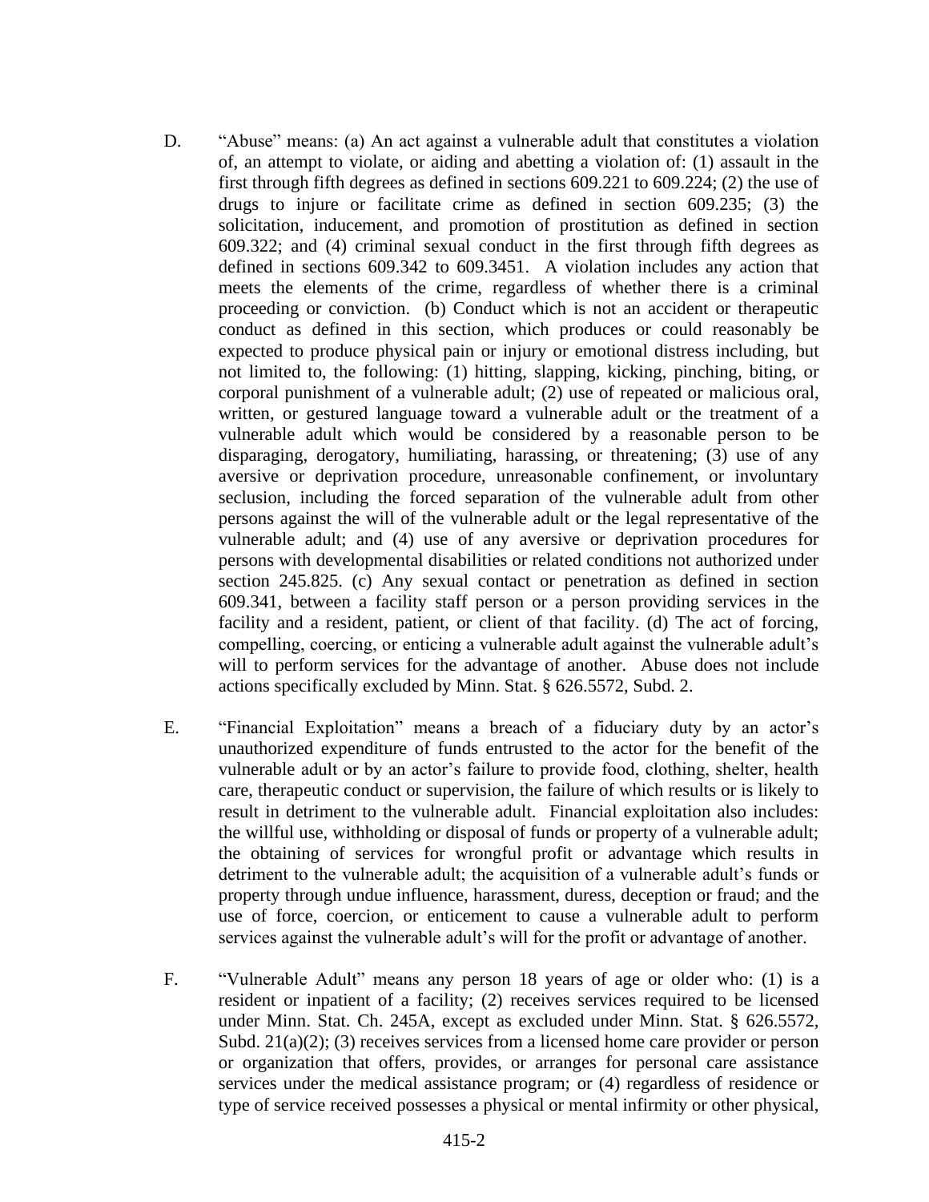D. "Abuse" means: (a) An act against a vulnerable adult that constitutes a violation of, an attempt to violate, or aiding and abetting a violation of: (1) assault in the first through fifth degrees as defined in sections 609.221 to 609.224; (2) the use of drugs to injure or facilitate crime as defined in section 609.235; (3) the solicitation, inducement, and promotion of prostitution as defined in section 609.322; and (4) criminal sexual conduct in the first through fifth degrees as defined in sections 609.342 to 609.3451. A violation includes any action that meets the elements of the crime, regardless of whether there is a criminal proceeding or conviction. (b) Conduct which is not an accident or therapeutic conduct as defined in this section, which produces or could reasonably be expected to produce physical pain or injury or emotional distress including, but not limited to, the following: (1) hitting, slapping, kicking, pinching, biting, or corporal punishment of a vulnerable adult; (2) use of repeated or malicious oral, written, or gestured language toward a vulnerable adult or the treatment of a vulnerable adult which would be considered by a reasonable person to be disparaging, derogatory, humiliating, harassing, or threatening; (3) use of any aversive or deprivation procedure, unreasonable confinement, or involuntary seclusion, including the forced separation of the vulnerable adult from other persons against the will of the vulnerable adult or the legal representative of the vulnerable adult; and (4) use of any aversive or deprivation procedures for persons with developmental disabilities or related conditions not authorized under section 245.825. (c) Any sexual contact or penetration as defined in section 609.341, between a facility staff person or a person providing services in the facility and a resident, patient, or client of that facility. (d) The act of forcing, compelling, coercing, or enticing a vulnerable adult against the vulnerable adult's will to perform services for the advantage of another. Abuse does not include actions specifically excluded by Minn. Stat. § 626.5572, Subd. 2.

E. "Financial Exploitation" means a breach of a fiduciary duty by an actor's unauthorized expenditure of funds entrusted to the actor for the benefit of the vulnerable adult or by an actor's failure to provide food, clothing, shelter, health care, therapeutic conduct or supervision, the failure of which results or is likely to result in detriment to the vulnerable adult. Financial exploitation also includes: the willful use, withholding or disposal of funds or property of a vulnerable adult; the obtaining of services for wrongful profit or advantage which results in detriment to the vulnerable adult; the acquisition of a vulnerable adult's funds or property through undue influence, harassment, duress, deception or fraud; and the use of force, coercion, or enticement to cause a vulnerable adult to perform services against the vulnerable adult's will for the profit or advantage of another.

F. "Vulnerable Adult" means any person 18 years of age or older who: (1) is a resident or inpatient of a facility; (2) receives services required to be licensed under Minn. Stat. Ch. 245A, except as excluded under Minn. Stat. § 626.5572, Subd. 21(a)(2); (3) receives services from a licensed home care provider or person or organization that offers, provides, or arranges for personal care assistance services under the medical assistance program; or (4) regardless of residence or type of service received possesses a physical or mental infirmity or other physical,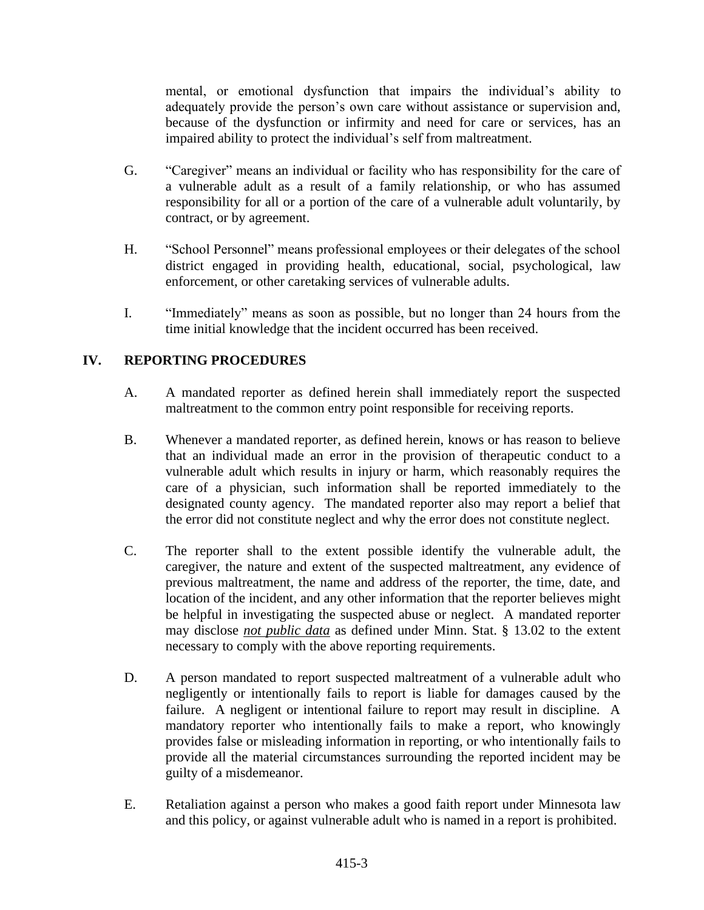mental, or emotional dysfunction that impairs the individual's ability to adequately provide the person's own care without assistance or supervision and, because of the dysfunction or infirmity and need for care or services, has an impaired ability to protect the individual's self from maltreatment.

G. "Caregiver" means an individual or facility who has responsibility for the care of a vulnerable adult as a result of a family relationship, or who has assumed responsibility for all or a portion of the care of a vulnerable adult voluntarily, by contract, or by agreement.

H. "School Personnel" means professional employees or their delegates of the school district engaged in providing health, educational, social, psychological, law enforcement, or other caretaking services of vulnerable adults.

I. "Immediately" means as soon as possible, but no longer than 24 hours from the time initial knowledge that the incident occurred has been received.

## IV. REPORTING PROCEDURES

A. A mandated reporter as defined herein shall immediately report the suspected maltreatment to the common entry point responsible for receiving reports.

B. Whenever a mandated reporter, as defined herein, knows or has reason to believe that an individual made an error in the provision of therapeutic conduct to a vulnerable adult which results in injury or harm, which reasonably requires the care of a physician, such information shall be reported immediately to the designated county agency. The mandated reporter also may report a belief that the error did not constitute neglect and why the error does not constitute neglect.

C. The reporter shall to the extent possible identify the vulnerable adult, the caregiver, the nature and extent of the suspected maltreatment, any evidence of previous maltreatment, the name and address of the reporter, the time, date, and location of the incident, and any other information that the reporter believes might be helpful in investigating the suspected abuse or neglect. A mandated reporter may disclose ***not public data*** as defined under Minn. Stat. § 13.02 to the extent necessary to comply with the above reporting requirements.

D. A person mandated to report suspected maltreatment of a vulnerable adult who negligently or intentionally fails to report is liable for damages caused by the failure. A negligent or intentional failure to report may result in discipline. A mandatory reporter who intentionally fails to make a report, who knowingly provides false or misleading information in reporting, or who intentionally fails to provide all the material circumstances surrounding the reported incident may be guilty of a misdemeanor.

E. Retaliation against a person who makes a good faith report under Minnesota law and this policy, or against vulnerable adult who is named in a report is prohibited.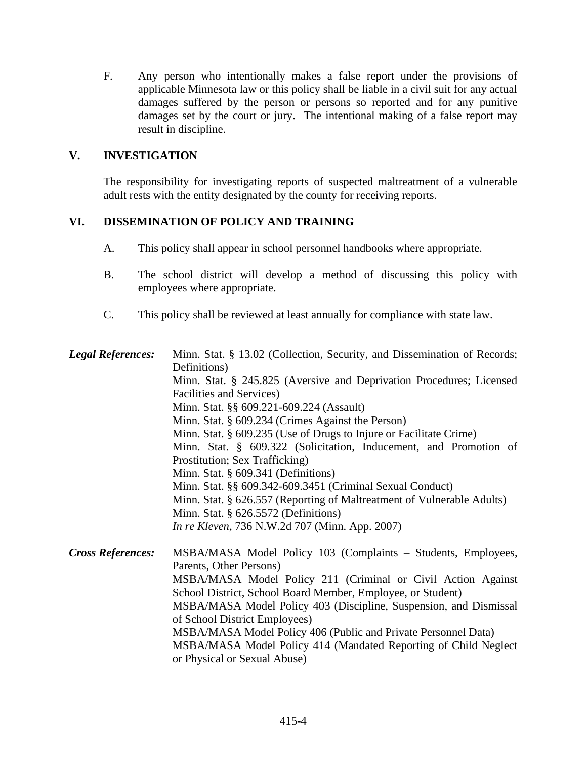F. Any person who intentionally makes a false report under the provisions of applicable Minnesota law or this policy shall be liable in a civil suit for any actual damages suffered by the person or persons so reported and for any punitive damages set by the court or jury. The intentional making of a false report may result in discipline.

## V. INVESTIGATION

The responsibility for investigating reports of suspected maltreatment of a vulnerable adult rests with the entity designated by the county for receiving reports.

## VI. DISSEMINATION OF POLICY AND TRAINING

A. This policy shall appear in school personnel handbooks where appropriate.

B. The school district will develop a method of discussing this policy with employees where appropriate.

C. This policy shall be reviewed at least annually for compliance with state law.

***Legal References:***
Minn. Stat. § 13.02 (Collection, Security, and Dissemination of Records; Definitions)
Minn. Stat. § 245.825 (Aversive and Deprivation Procedures; Licensed Facilities and Services)
Minn. Stat. §§ 609.221-609.224 (Assault)
Minn. Stat. § 609.234 (Crimes Against the Person)
Minn. Stat. § 609.235 (Use of Drugs to Injure or Facilitate Crime)
Minn. Stat. § 609.322 (Solicitation, Inducement, and Promotion of Prostitution; Sex Trafficking)
Minn. Stat. § 609.341 (Definitions)
Minn. Stat. §§ 609.342-609.3451 (Criminal Sexual Conduct)
Minn. Stat. § 626.557 (Reporting of Maltreatment of Vulnerable Adults)
Minn. Stat. § 626.5572 (Definitions)
*In re Kleven*, 736 N.W.2d 707 (Minn. App. 2007)

***Cross References:***
MSBA/MASA Model Policy 103 (Complaints – Students, Employees, Parents, Other Persons)
MSBA/MASA Model Policy 211 (Criminal or Civil Action Against School District, School Board Member, Employee, or Student)
MSBA/MASA Model Policy 403 (Discipline, Suspension, and Dismissal of School District Employees)
MSBA/MASA Model Policy 406 (Public and Private Personnel Data)
MSBA/MASA Model Policy 414 (Mandated Reporting of Child Neglect or Physical or Sexual Abuse)